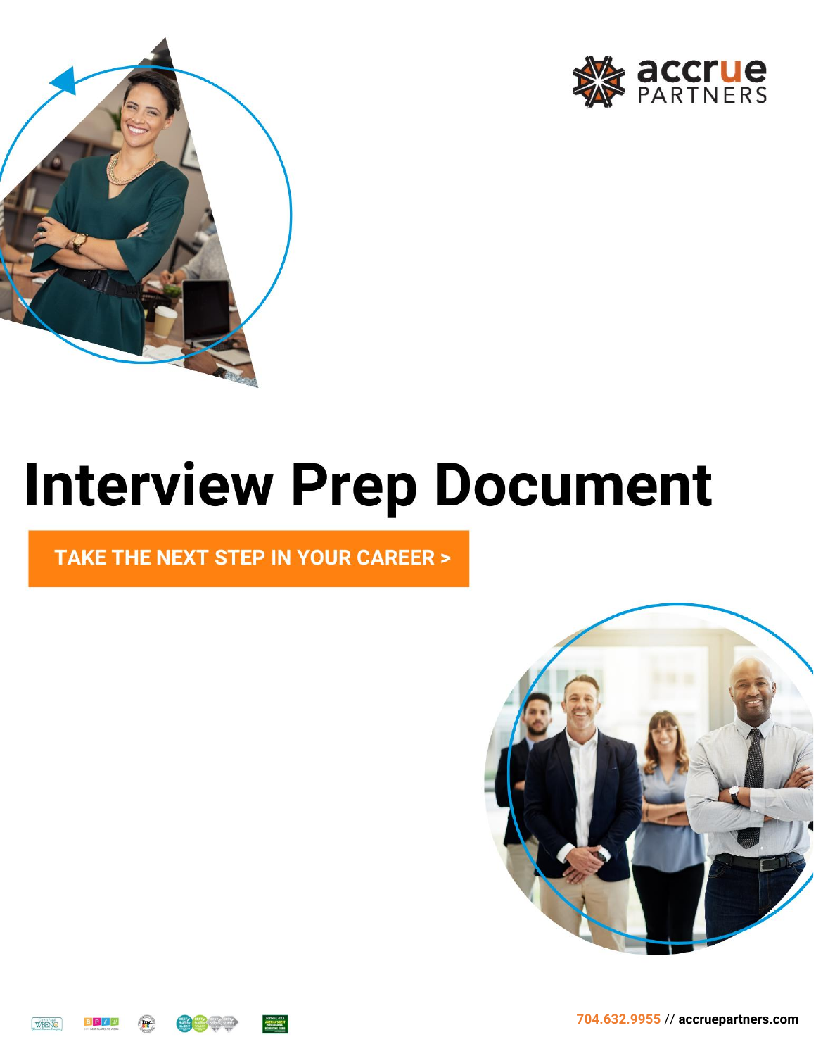accrue PARTNERS

# Interview Prep Document

**TAKE THE NEXT STEP IN YOUR CAREER >**

**704.632.9955** // **accruepartners.com**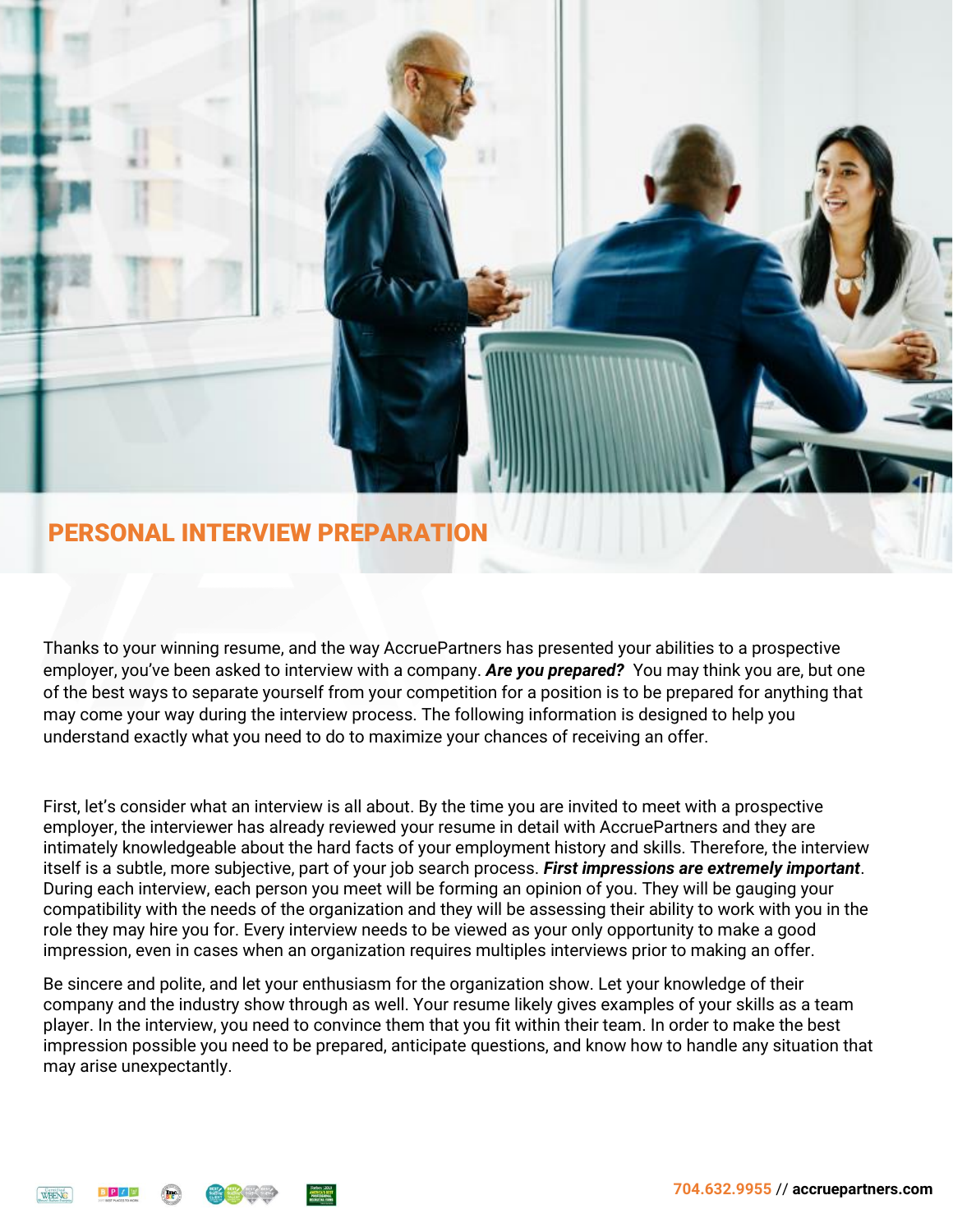## PERSONAL INTERVIEW PREPARATION

Thanks to your winning resume, and the way AccruePartners has presented your abilities to a prospective employer, you've been asked to interview with a company. ***Are you prepared?*** You may think you are, but one of the best ways to separate yourself from your competition for a position is to be prepared for anything that may come your way during the interview process. The following information is designed to help you understand exactly what you need to do to maximize your chances of receiving an offer.

First, let's consider what an interview is all about. By the time you are invited to meet with a prospective employer, the interviewer has already reviewed your resume in detail with AccruePartners and they are intimately knowledgeable about the hard facts of your employment history and skills. Therefore, the interview itself is a subtle, more subjective, part of your job search process. ***First impressions are extremely important***. During each interview, each person you meet will be forming an opinion of you. They will be gauging your compatibility with the needs of the organization and they will be assessing their ability to work with you in the role they may hire you for. Every interview needs to be viewed as your only opportunity to make a good impression, even in cases when an organization requires multiples interviews prior to making an offer.

Be sincere and polite, and let your enthusiasm for the organization show. Let your knowledge of their company and the industry show through as well. Your resume likely gives examples of your skills as a team player. In the interview, you need to convince them that you fit within their team. In order to make the best impression possible you need to be prepared, anticipate questions, and know how to handle any situation that may arise unexpectantly.

704.632.9955 // accruepartners.com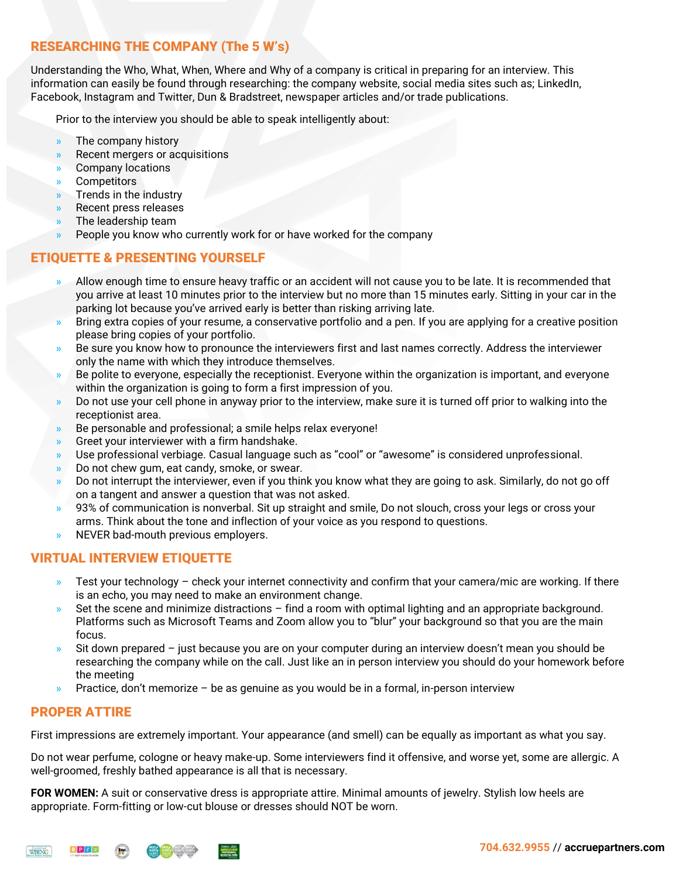## RESEARCHING THE COMPANY (The 5 W's)

Understanding the Who, What, When, Where and Why of a company is critical in preparing for an interview. This information can easily be found through researching: the company website, social media sites such as; LinkedIn, Facebook, Instagram and Twitter, Dun & Bradstreet, newspaper articles and/or trade publications.

Prior to the interview you should be able to speak intelligently about:

- The company history
- Recent mergers or acquisitions
- Company locations
- Competitors
- Trends in the industry
- Recent press releases
- The leadership team
- People you know who currently work for or have worked for the company

## ETIQUETTE & PRESENTING YOURSELF

- Allow enough time to ensure heavy traffic or an accident will not cause you to be late. It is recommended that you arrive at least 10 minutes prior to the interview but no more than 15 minutes early. Sitting in your car in the parking lot because you've arrived early is better than risking arriving late.
- Bring extra copies of your resume, a conservative portfolio and a pen. If you are applying for a creative position please bring copies of your portfolio.
- Be sure you know how to pronounce the interviewers first and last names correctly. Address the interviewer only the name with which they introduce themselves.
- Be polite to everyone, especially the receptionist. Everyone within the organization is important, and everyone within the organization is going to form a first impression of you.
- Do not use your cell phone in anyway prior to the interview, make sure it is turned off prior to walking into the receptionist area.
- Be personable and professional; a smile helps relax everyone!
- Greet your interviewer with a firm handshake.
- Use professional verbiage. Casual language such as "cool" or "awesome" is considered unprofessional.
- Do not chew gum, eat candy, smoke, or swear.
- Do not interrupt the interviewer, even if you think you know what they are going to ask. Similarly, do not go off on a tangent and answer a question that was not asked.
- 93% of communication is nonverbal. Sit up straight and smile, Do not slouch, cross your legs or cross your arms. Think about the tone and inflection of your voice as you respond to questions.
- NEVER bad-mouth previous employers.

## VIRTUAL INTERVIEW ETIQUETTE

- Test your technology – check your internet connectivity and confirm that your camera/mic are working. If there is an echo, you may need to make an environment change.
- Set the scene and minimize distractions – find a room with optimal lighting and an appropriate background. Platforms such as Microsoft Teams and Zoom allow you to "blur" your background so that you are the main focus.
- Sit down prepared – just because you are on your computer during an interview doesn't mean you should be researching the company while on the call. Just like an in person interview you should do your homework before the meeting
- Practice, don't memorize – be as genuine as you would be in a formal, in-person interview

## PROPER ATTIRE

First impressions are extremely important. Your appearance (and smell) can be equally as important as what you say.

Do not wear perfume, cologne or heavy make-up. Some interviewers find it offensive, and worse yet, some are allergic. A well-groomed, freshly bathed appearance is all that is necessary.

**FOR WOMEN:** A suit or conservative dress is appropriate attire. Minimal amounts of jewelry. Stylish low heels are appropriate. Form-fitting or low-cut blouse or dresses should NOT be worn.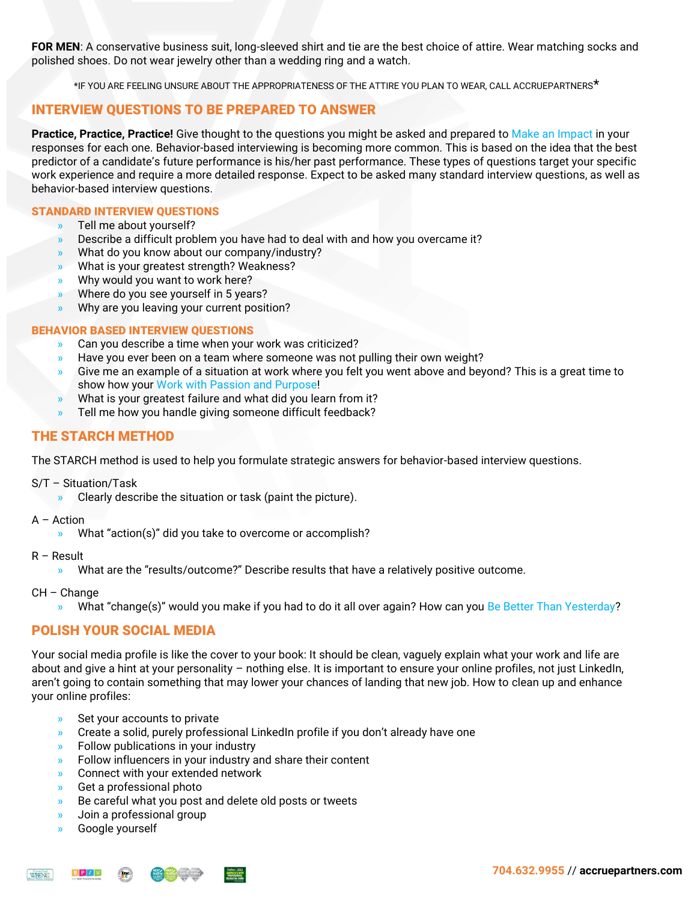**FOR MEN**: A conservative business suit, long-sleeved shirt and tie are the best choice of attire. Wear matching socks and polished shoes. Do not wear jewelry other than a wedding ring and a watch.

*IF YOU ARE FEELING UNSURE ABOUT THE APPROPRIATENESS OF THE ATTIRE YOU PLAN TO WEAR, CALL ACCRUEPARTNERS*

## INTERVIEW QUESTIONS TO BE PREPARED TO ANSWER

**Practice, Practice, Practice!** Give thought to the questions you might be asked and prepared to Make an Impact in your responses for each one. Behavior-based interviewing is becoming more common. This is based on the idea that the best predictor of a candidate's future performance is his/her past performance. These types of questions target your specific work experience and require a more detailed response. Expect to be asked many standard interview questions, as well as behavior-based interview questions.

### STANDARD INTERVIEW QUESTIONS

- Tell me about yourself?
- Describe a difficult problem you have had to deal with and how you overcame it?
- What do you know about our company/industry?
- What is your greatest strength? Weakness?
- Why would you want to work here?
- Where do you see yourself in 5 years?
- Why are you leaving your current position?

### BEHAVIOR BASED INTERVIEW QUESTIONS

- Can you describe a time when your work was criticized?
- Have you ever been on a team where someone was not pulling their own weight?
- Give me an example of a situation at work where you felt you went above and beyond? This is a great time to show how your Work with Passion and Purpose!
- What is your greatest failure and what did you learn from it?
- Tell me how you handle giving someone difficult feedback?

## THE STARCH METHOD

The STARCH method is used to help you formulate strategic answers for behavior-based interview questions.

S/T – Situation/Task

- Clearly describe the situation or task (paint the picture).

A – Action

- What "action(s)" did you take to overcome or accomplish?

R – Result

- What are the "results/outcome?" Describe results that have a relatively positive outcome.

CH – Change

- What "change(s)" would you make if you had to do it all over again? How can you Be Better Than Yesterday?

## POLISH YOUR SOCIAL MEDIA

Your social media profile is like the cover to your book: It should be clean, vaguely explain what your work and life are about and give a hint at your personality – nothing else. It is important to ensure your online profiles, not just LinkedIn, aren't going to contain something that may lower your chances of landing that new job. How to clean up and enhance your online profiles:

- Set your accounts to private
- Create a solid, purely professional LinkedIn profile if you don't already have one
- Follow publications in your industry
- Follow influencers in your industry and share their content
- Connect with your extended network
- Get a professional photo
- Be careful what you post and delete old posts or tweets
- Join a professional group
- Google yourself

704.632.9955 // accruepartners.com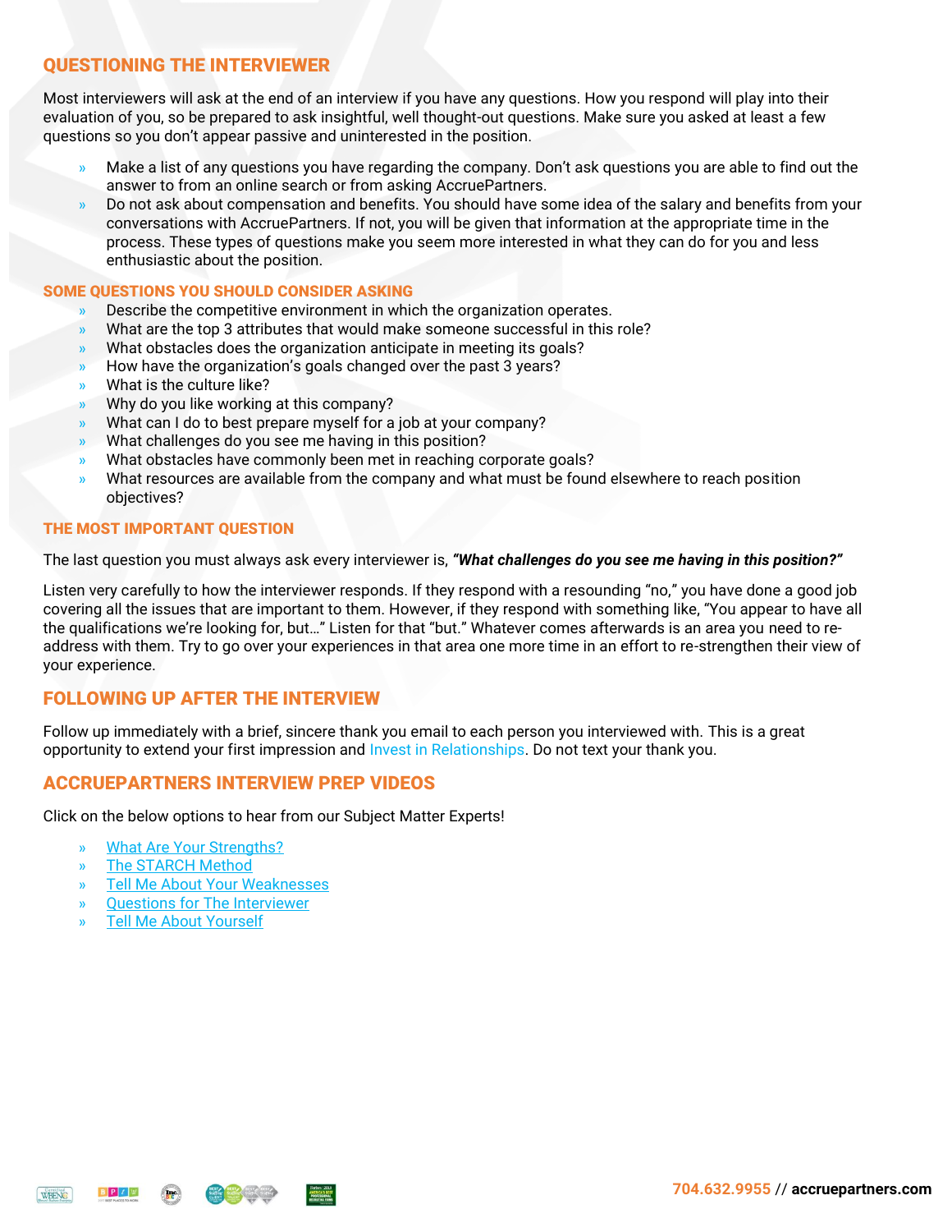## QUESTIONING THE INTERVIEWER

Most interviewers will ask at the end of an interview if you have any questions. How you respond will play into their evaluation of you, so be prepared to ask insightful, well thought-out questions. Make sure you asked at least a few questions so you don't appear passive and uninterested in the position.

- Make a list of any questions you have regarding the company. Don't ask questions you are able to find out the answer to from an online search or from asking AccruePartners.
- Do not ask about compensation and benefits. You should have some idea of the salary and benefits from your conversations with AccruePartners. If not, you will be given that information at the appropriate time in the process. These types of questions make you seem more interested in what they can do for you and less enthusiastic about the position.

### SOME QUESTIONS YOU SHOULD CONSIDER ASKING

- Describe the competitive environment in which the organization operates.
- What are the top 3 attributes that would make someone successful in this role?
- What obstacles does the organization anticipate in meeting its goals?
- How have the organization's goals changed over the past 3 years?
- What is the culture like?
- Why do you like working at this company?
- What can I do to best prepare myself for a job at your company?
- What challenges do you see me having in this position?
- What obstacles have commonly been met in reaching corporate goals?
- What resources are available from the company and what must be found elsewhere to reach position objectives?

### THE MOST IMPORTANT QUESTION

The last question you must always ask every interviewer is, ***"What challenges do you see me having in this position?"***

Listen very carefully to how the interviewer responds. If they respond with a resounding "no," you have done a good job covering all the issues that are important to them. However, if they respond with something like, "You appear to have all the qualifications we're looking for, but…" Listen for that "but." Whatever comes afterwards is an area you need to re-address with them. Try to go over your experiences in that area one more time in an effort to re-strengthen their view of your experience.

## FOLLOWING UP AFTER THE INTERVIEW

Follow up immediately with a brief, sincere thank you email to each person you interviewed with. This is a great opportunity to extend your first impression and Invest in Relationships. Do not text your thank you.

## ACCRUEPARTNERS INTERVIEW PREP VIDEOS

Click on the below options to hear from our Subject Matter Experts!

- What Are Your Strengths?
- The STARCH Method
- Tell Me About Your Weaknesses
- Questions for The Interviewer
- Tell Me About Yourself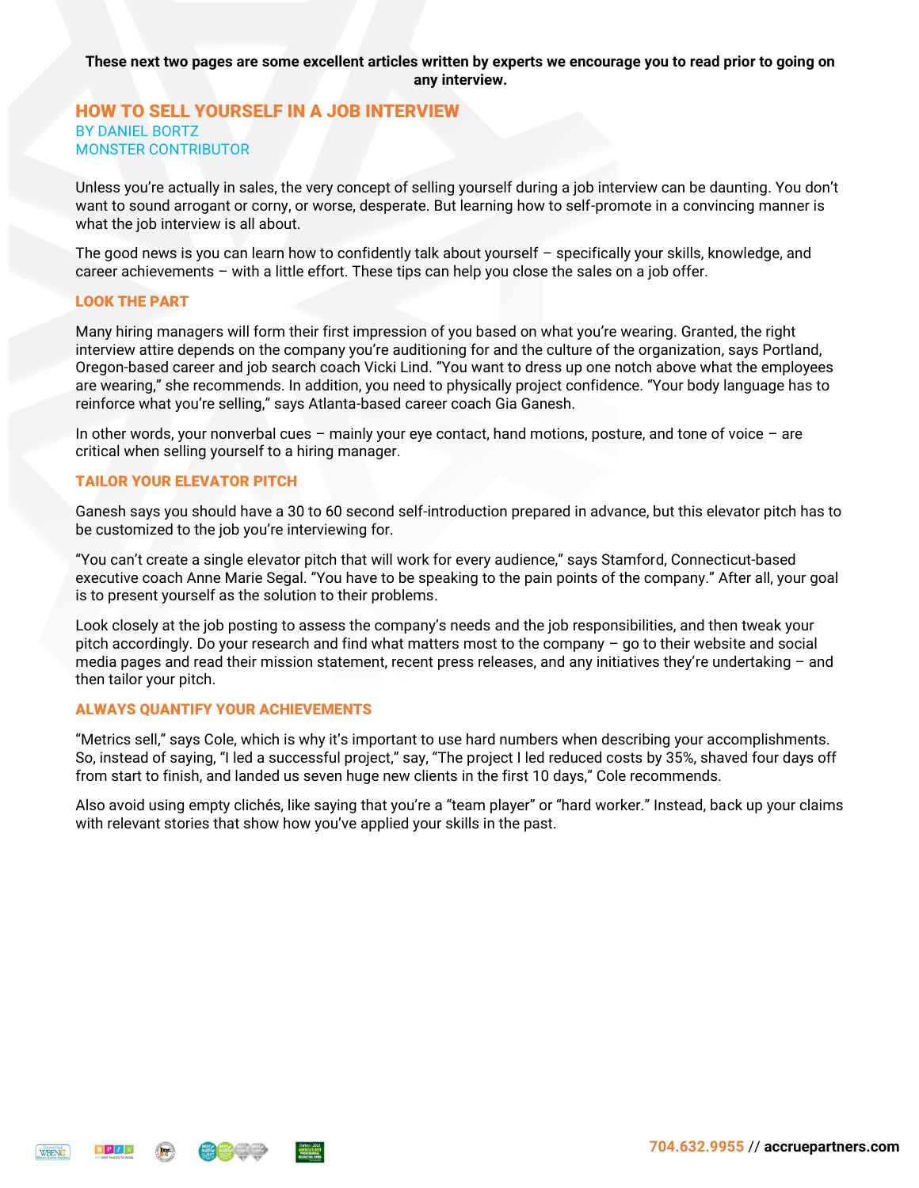**These next two pages are some excellent articles written by experts we encourage you to read prior to going on any interview.**

## HOW TO SELL YOURSELF IN A JOB INTERVIEW

BY DANIEL BORTZ
MONSTER CONTRIBUTOR

Unless you're actually in sales, the very concept of selling yourself during a job interview can be daunting. You don't want to sound arrogant or corny, or worse, desperate. But learning how to self-promote in a convincing manner is what the job interview is all about.

The good news is you can learn how to confidently talk about yourself – specifically your skills, knowledge, and career achievements – with a little effort. These tips can help you close the sales on a job offer.

### LOOK THE PART

Many hiring managers will form their first impression of you based on what you're wearing. Granted, the right interview attire depends on the company you're auditioning for and the culture of the organization, says Portland, Oregon-based career and job search coach Vicki Lind. "You want to dress up one notch above what the employees are wearing," she recommends. In addition, you need to physically project confidence. "Your body language has to reinforce what you're selling," says Atlanta-based career coach Gia Ganesh.

In other words, your nonverbal cues – mainly your eye contact, hand motions, posture, and tone of voice – are critical when selling yourself to a hiring manager.

### TAILOR YOUR ELEVATOR PITCH

Ganesh says you should have a 30 to 60 second self-introduction prepared in advance, but this elevator pitch has to be customized to the job you're interviewing for.

"You can't create a single elevator pitch that will work for every audience," says Stamford, Connecticut-based executive coach Anne Marie Segal. "You have to be speaking to the pain points of the company." After all, your goal is to present yourself as the solution to their problems.

Look closely at the job posting to assess the company's needs and the job responsibilities, and then tweak your pitch accordingly. Do your research and find what matters most to the company – go to their website and social media pages and read their mission statement, recent press releases, and any initiatives they're undertaking – and then tailor your pitch.

### ALWAYS QUANTIFY YOUR ACHIEVEMENTS

"Metrics sell," says Cole, which is why it's important to use hard numbers when describing your accomplishments. So, instead of saying, "I led a successful project," say, "The project I led reduced costs by 35%, shaved four days off from start to finish, and landed us seven huge new clients in the first 10 days," Cole recommends.

Also avoid using empty clichés, like saying that you're a "team player" or "hard worker." Instead, back up your claims with relevant stories that show how you've applied your skills in the past.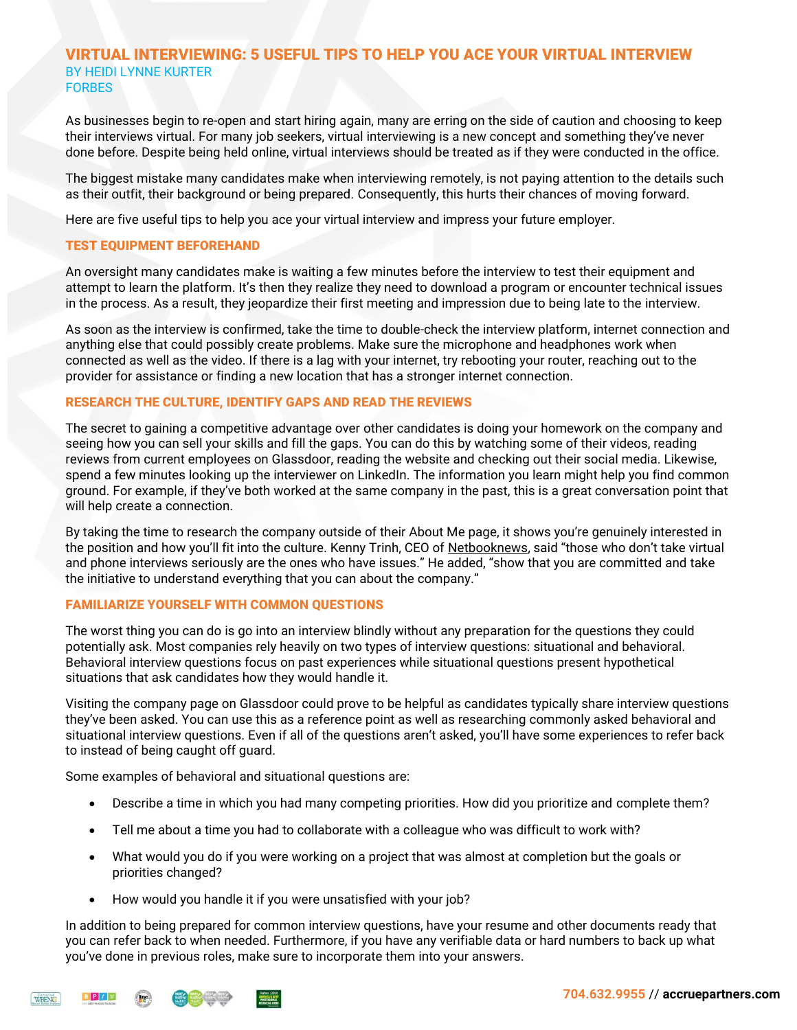# VIRTUAL INTERVIEWING: 5 USEFUL TIPS TO HELP YOU ACE YOUR VIRTUAL INTERVIEW

BY HEIDI LYNNE KURTER
FORBES

As businesses begin to re-open and start hiring again, many are erring on the side of caution and choosing to keep their interviews virtual. For many job seekers, virtual interviewing is a new concept and something they've never done before. Despite being held online, virtual interviews should be treated as if they were conducted in the office.

The biggest mistake many candidates make when interviewing remotely, is not paying attention to the details such as their outfit, their background or being prepared. Consequently, this hurts their chances of moving forward.

Here are five useful tips to help you ace your virtual interview and impress your future employer.

## TEST EQUIPMENT BEFOREHAND

An oversight many candidates make is waiting a few minutes before the interview to test their equipment and attempt to learn the platform. It's then they realize they need to download a program or encounter technical issues in the process. As a result, they jeopardize their first meeting and impression due to being late to the interview.

As soon as the interview is confirmed, take the time to double-check the interview platform, internet connection and anything else that could possibly create problems. Make sure the microphone and headphones work when connected as well as the video. If there is a lag with your internet, try rebooting your router, reaching out to the provider for assistance or finding a new location that has a stronger internet connection.

## RESEARCH THE CULTURE, IDENTIFY GAPS AND READ THE REVIEWS

The secret to gaining a competitive advantage over other candidates is doing your homework on the company and seeing how you can sell your skills and fill the gaps. You can do this by watching some of their videos, reading reviews from current employees on Glassdoor, reading the website and checking out their social media. Likewise, spend a few minutes looking up the interviewer on LinkedIn. The information you learn might help you find common ground. For example, if they've both worked at the same company in the past, this is a great conversation point that will help create a connection.

By taking the time to research the company outside of their About Me page, it shows you're genuinely interested in the position and how you'll fit into the culture. Kenny Trinh, CEO of Netbooknews, said "those who don't take virtual and phone interviews seriously are the ones who have issues." He added, "show that you are committed and take the initiative to understand everything that you can about the company."

## FAMILIARIZE YOURSELF WITH COMMON QUESTIONS

The worst thing you can do is go into an interview blindly without any preparation for the questions they could potentially ask. Most companies rely heavily on two types of interview questions: situational and behavioral. Behavioral interview questions focus on past experiences while situational questions present hypothetical situations that ask candidates how they would handle it.

Visiting the company page on Glassdoor could prove to be helpful as candidates typically share interview questions they've been asked. You can use this as a reference point as well as researching commonly asked behavioral and situational interview questions. Even if all of the questions aren't asked, you'll have some experiences to refer back to instead of being caught off guard.

Some examples of behavioral and situational questions are:

- Describe a time in which you had many competing priorities. How did you prioritize and complete them?
- Tell me about a time you had to collaborate with a colleague who was difficult to work with?
- What would you do if you were working on a project that was almost at completion but the goals or priorities changed?
- How would you handle it if you were unsatisfied with your job?

In addition to being prepared for common interview questions, have your resume and other documents ready that you can refer back to when needed. Furthermore, if you have any verifiable data or hard numbers to back up what you've done in previous roles, make sure to incorporate them into your answers.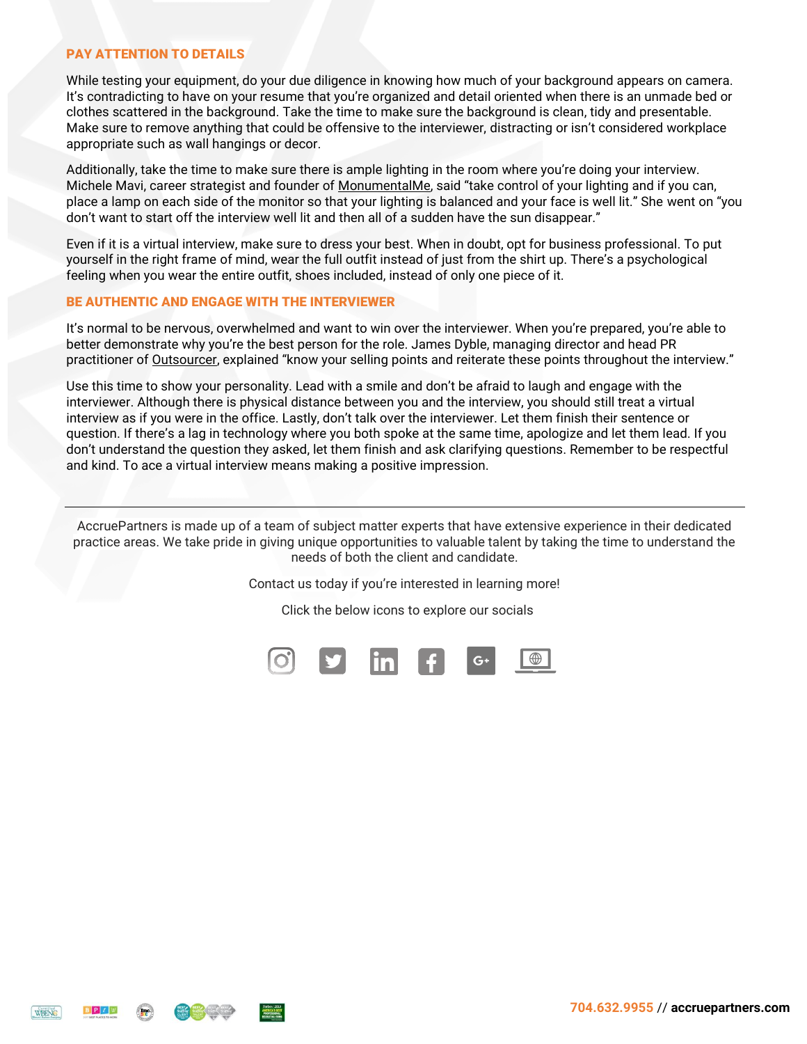## PAY ATTENTION TO DETAILS

While testing your equipment, do your due diligence in knowing how much of your background appears on camera. It's contradicting to have on your resume that you're organized and detail oriented when there is an unmade bed or clothes scattered in the background. Take the time to make sure the background is clean, tidy and presentable. Make sure to remove anything that could be offensive to the interviewer, distracting or isn't considered workplace appropriate such as wall hangings or decor.

Additionally, take the time to make sure there is ample lighting in the room where you're doing your interview. Michele Mavi, career strategist and founder of MonumentalMe, said "take control of your lighting and if you can, place a lamp on each side of the monitor so that your lighting is balanced and your face is well lit." She went on "you don't want to start off the interview well lit and then all of a sudden have the sun disappear."

Even if it is a virtual interview, make sure to dress your best. When in doubt, opt for business professional. To put yourself in the right frame of mind, wear the full outfit instead of just from the shirt up. There's a psychological feeling when you wear the entire outfit, shoes included, instead of only one piece of it.

## BE AUTHENTIC AND ENGAGE WITH THE INTERVIEWER

It's normal to be nervous, overwhelmed and want to win over the interviewer. When you're prepared, you're able to better demonstrate why you're the best person for the role. James Dyble, managing director and head PR practitioner of Outsourcer, explained "know your selling points and reiterate these points throughout the interview."

Use this time to show your personality. Lead with a smile and don't be afraid to laugh and engage with the interviewer. Although there is physical distance between you and the interview, you should still treat a virtual interview as if you were in the office. Lastly, don't talk over the interviewer. Let them finish their sentence or question. If there's a lag in technology where you both spoke at the same time, apologize and let them lead. If you don't understand the question they asked, let them finish and ask clarifying questions. Remember to be respectful and kind. To ace a virtual interview means making a positive impression.

---

AccruePartners is made up of a team of subject matter experts that have extensive experience in their dedicated practice areas. We take pride in giving unique opportunities to valuable talent by taking the time to understand the needs of both the client and candidate.

Contact us today if you're interested in learning more!

Click the below icons to explore our socials

704.632.9955 // accruepartners.com